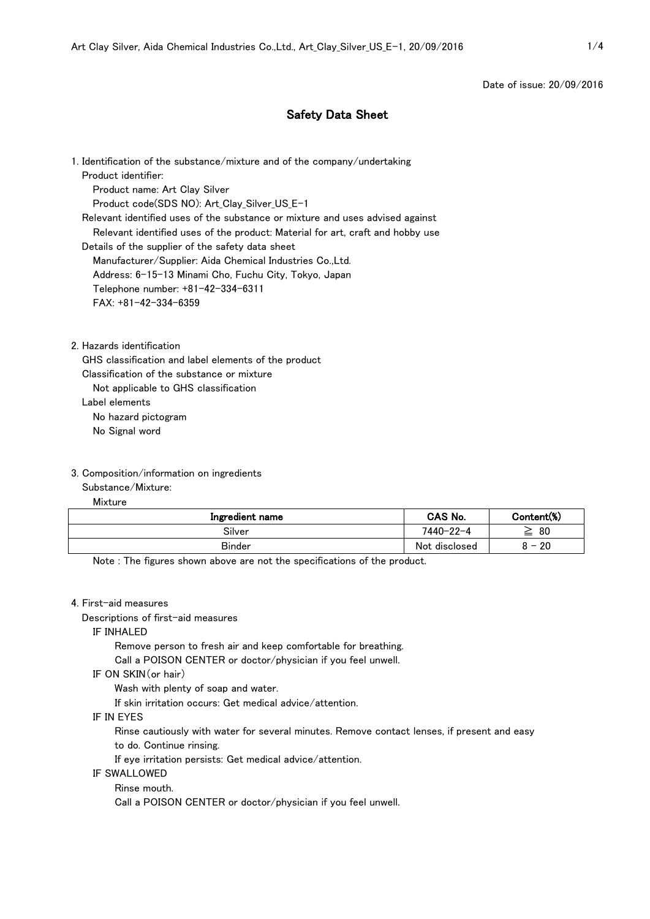Date of issue: 20/09/2016

# Safety Data Sheet

## 1. Identification of the substance/mixture and of the company/undertaking

Product identifier:

Product name: Art Clay Silver

Product code(SDS NO): Art_Clay_Silver_US_E-1

Relevant identified uses of the substance or mixture and uses advised against

Relevant identified uses of the product: Material for art, craft and hobby use

Details of the supplier of the safety data sheet

Manufacturer/Supplier: Aida Chemical Industries Co.,Ltd.

Address: 6-15-13 Minami Cho, Fuchu City, Tokyo, Japan

Telephone number: +81-42-334-6311

FAX: +81-42-334-6359

## 2. Hazards identification

GHS classification and label elements of the product

Classification of the substance or mixture

Not applicable to GHS classification

Label elements

No hazard pictogram

No Signal word

## 3. Composition/information on ingredients

Substance/Mixture:

Mixture

| Ingredient name | CAS No. | Content(%) |
|---|---|---|
| Silver | 7440-22-4 | ≧ 80 |
| Binder | Not disclosed | 8 - 20 |

Note : The figures shown above are not the specifications of the product.

## 4. First-aid measures

Descriptions of first-aid measures

IF INHALED

Remove person to fresh air and keep comfortable for breathing.

Call a POISON CENTER or doctor/physician if you feel unwell.

IF ON SKIN(or hair)

Wash with plenty of soap and water.

If skin irritation occurs: Get medical advice/attention.

IF IN EYES

Rinse cautiously with water for several minutes. Remove contact lenses, if present and easy to do. Continue rinsing.

If eye irritation persists: Get medical advice/attention.

IF SWALLOWED

Rinse mouth.

Call a POISON CENTER or doctor/physician if you feel unwell.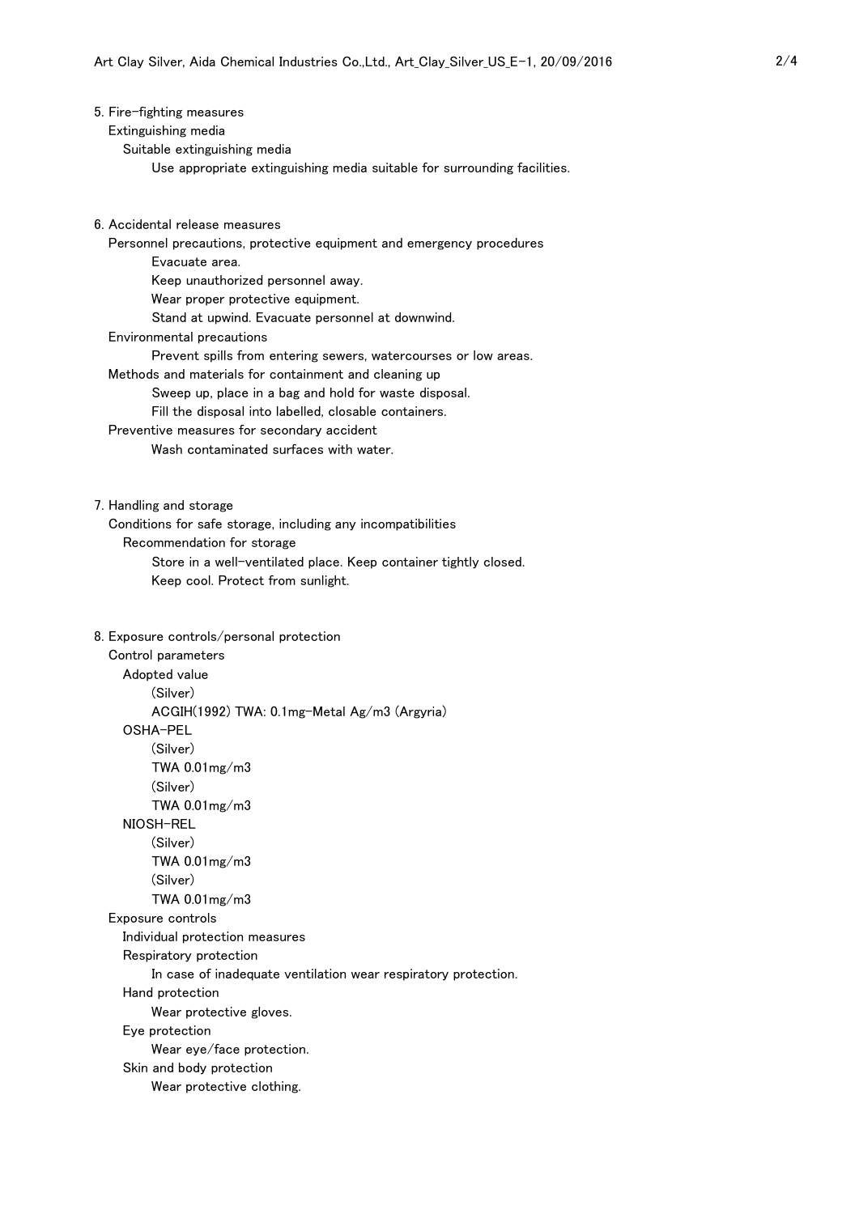## 5. Fire-fighting measures

### Extinguishing media

#### Suitable extinguishing media

Use appropriate extinguishing media suitable for surrounding facilities.

## 6. Accidental release measures

### Personnel precautions, protective equipment and emergency procedures

Evacuate area.
Keep unauthorized personnel away.
Wear proper protective equipment.
Stand at upwind. Evacuate personnel at downwind.

### Environmental precautions

Prevent spills from entering sewers, watercourses or low areas.

### Methods and materials for containment and cleaning up

Sweep up, place in a bag and hold for waste disposal.
Fill the disposal into labelled, closable containers.

### Preventive measures for secondary accident

Wash contaminated surfaces with water.

## 7. Handling and storage

### Conditions for safe storage, including any incompatibilities

#### Recommendation for storage

Store in a well-ventilated place. Keep container tightly closed.
Keep cool. Protect from sunlight.

## 8. Exposure controls/personal protection

### Control parameters

#### Adopted value

(Silver)
ACGIH(1992) TWA: 0.1mg-Metal Ag/m3 (Argyria)

#### OSHA-PEL

(Silver)
TWA 0.01mg/m3
(Silver)
TWA 0.01mg/m3

#### NIOSH-REL

(Silver)
TWA 0.01mg/m3
(Silver)
TWA 0.01mg/m3

### Exposure controls

#### Individual protection measures

#### Respiratory protection

In case of inadequate ventilation wear respiratory protection.

#### Hand protection

Wear protective gloves.

#### Eye protection

Wear eye/face protection.

#### Skin and body protection

Wear protective clothing.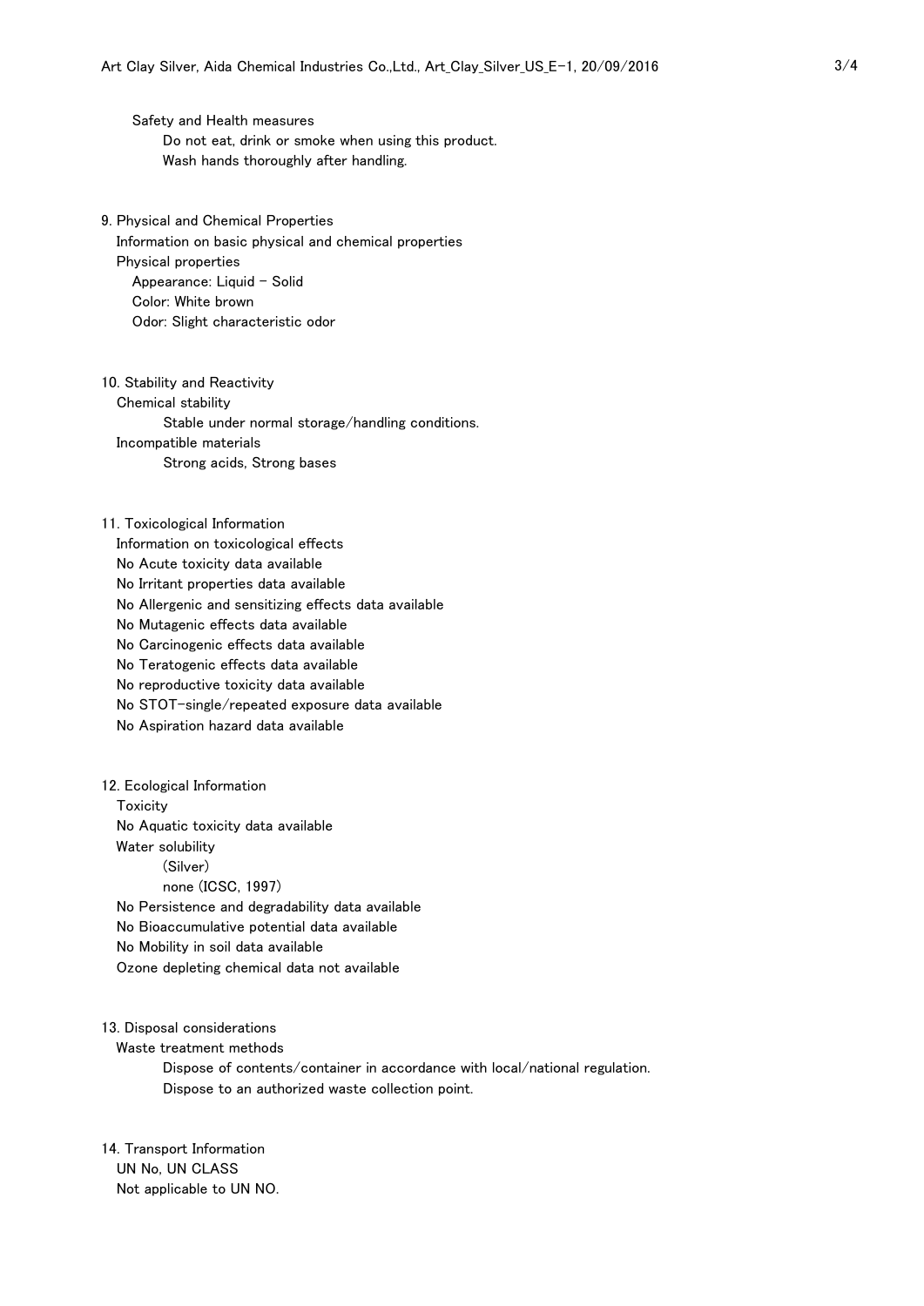Safety and Health measures

Do not eat, drink or smoke when using this product.
Wash hands thoroughly after handling.

## 9. Physical and Chemical Properties

Information on basic physical and chemical properties

Physical properties

Appearance: Liquid - Solid
Color: White brown
Odor: Slight characteristic odor

## 10. Stability and Reactivity

Chemical stability

Stable under normal storage/handling conditions.

Incompatible materials

Strong acids, Strong bases

## 11. Toxicological Information

Information on toxicological effects

No Acute toxicity data available
No Irritant properties data available
No Allergenic and sensitizing effects data available
No Mutagenic effects data available
No Carcinogenic effects data available
No Teratogenic effects data available
No reproductive toxicity data available
No STOT-single/repeated exposure data available
No Aspiration hazard data available

## 12. Ecological Information

Toxicity

No Aquatic toxicity data available

Water solubility

(Silver)
none (ICSC, 1997)

No Persistence and degradability data available
No Bioaccumulative potential data available
No Mobility in soil data available
Ozone depleting chemical data not available

## 13. Disposal considerations

Waste treatment methods

Dispose of contents/container in accordance with local/national regulation.
Dispose to an authorized waste collection point.

## 14. Transport Information

UN No, UN CLASS

Not applicable to UN NO.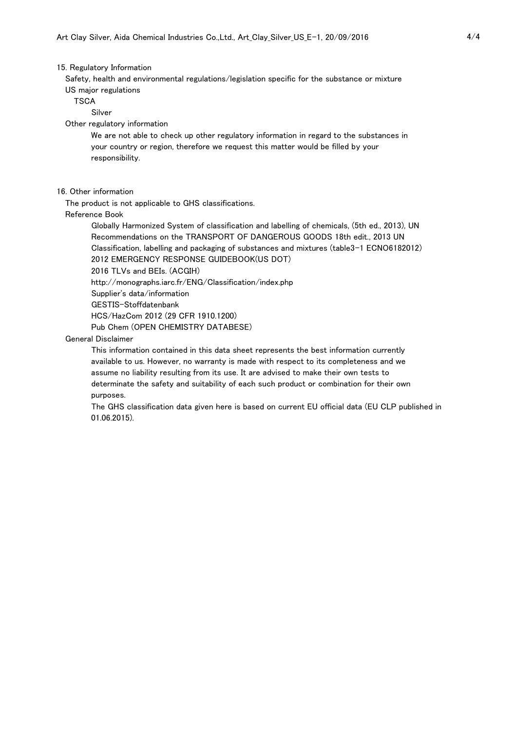## 15. Regulatory Information

Safety, health and environmental regulations/legislation specific for the substance or mixture

US major regulations

TSCA

Silver

Other regulatory information

We are not able to check up other regulatory information in regard to the substances in your country or region, therefore we request this matter would be filled by your responsibility.

## 16. Other information

The product is not applicable to GHS classifications.

Reference Book

Globally Harmonized System of classification and labelling of chemicals, (5th ed., 2013), UN Recommendations on the TRANSPORT OF DANGEROUS GOODS 18th edit., 2013 UN Classification, labelling and packaging of substances and mixtures (table3-1 ECNO6182012)
2012 EMERGENCY RESPONSE GUIDEBOOK(US DOT)
2016 TLVs and BEIs. (ACGIH)
http://monographs.iarc.fr/ENG/Classification/index.php
Supplier's data/information
GESTIS-Stoffdatenbank
HCS/HazCom 2012 (29 CFR 1910.1200)
Pub Chem (OPEN CHEMISTRY DATABESE)

General Disclaimer

This information contained in this data sheet represents the best information currently available to us. However, no warranty is made with respect to its completeness and we assume no liability resulting from its use. It are advised to make their own tests to determinate the safety and suitability of each such product or combination for their own purposes.

The GHS classification data given here is based on current EU official data (EU CLP published in 01.06.2015).